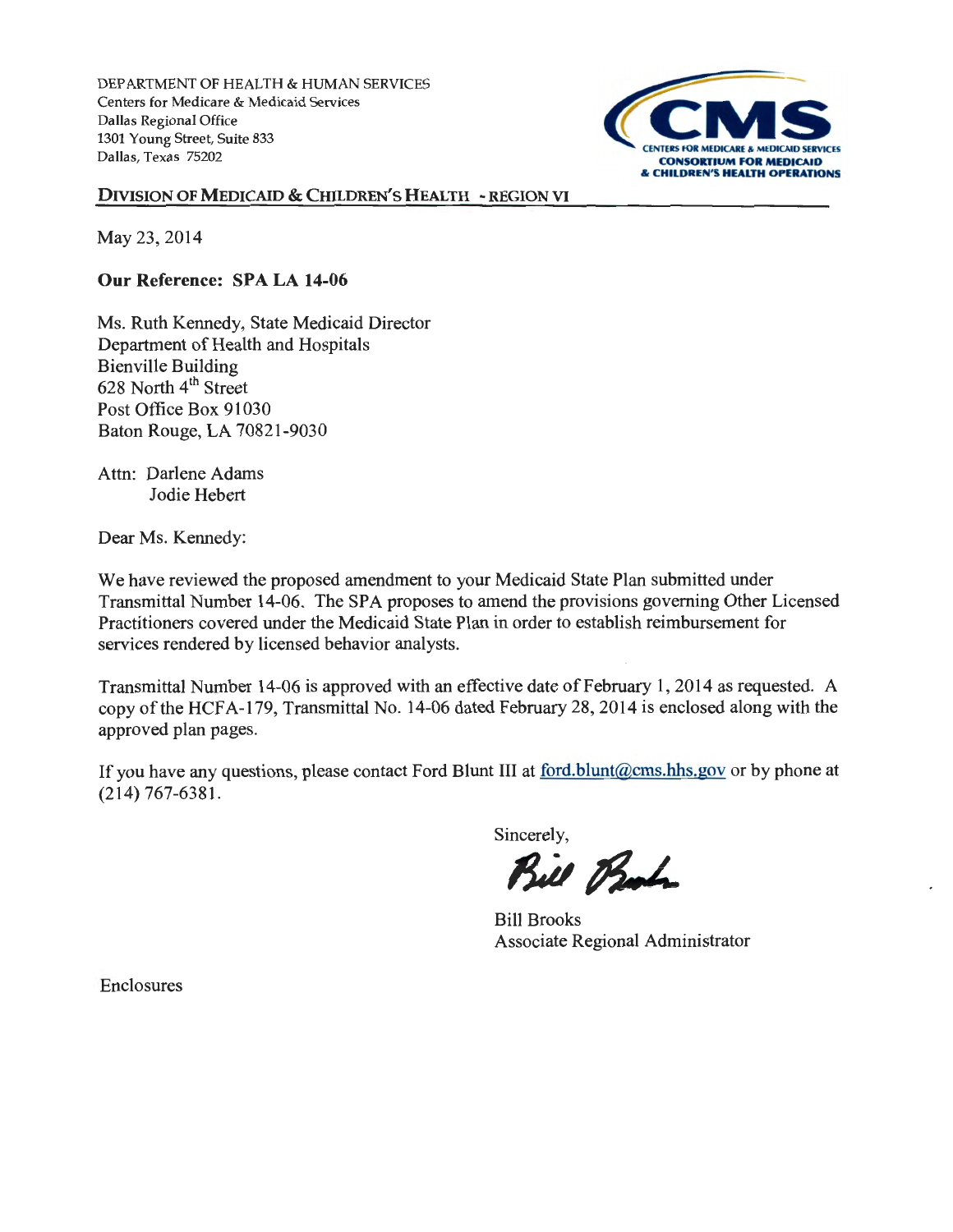DEPARTMENT OF HEALTH & HUMAN SERVICES
Centers for Medicare & Medicaid Services
Dallas Regional Office
1301 Young Street, Suite 833
Dallas, Texas 75202

CMS
CENTERS FOR MEDICARE & MEDICAID SERVICES
CONSORTIUM FOR MEDICAID & CHILDREN'S HEALTH OPERATIONS

DIVISION OF MEDICAID & CHILDREN'S HEALTH - REGION VI

May 23, 2014

**Our Reference: SPA LA 14-06**

Ms. Ruth Kennedy, State Medicaid Director
Department of Health and Hospitals
Bienville Building
628 North 4th Street
Post Office Box 91030
Baton Rouge, LA 70821-9030

Attn: Darlene Adams
Jodie Hebert

Dear Ms. Kennedy:

We have reviewed the proposed amendment to your Medicaid State Plan submitted under Transmittal Number 14-06. The SPA proposes to amend the provisions governing Other Licensed Practitioners covered under the Medicaid State Plan in order to establish reimbursement for services rendered by licensed behavior analysts.

Transmittal Number 14-06 is approved with an effective date of February 1, 2014 as requested. A copy of the HCFA-179, Transmittal No. 14-06 dated February 28, 2014 is enclosed along with the approved plan pages.

If you have any questions, please contact Ford Blunt III at ford.blunt@cms.hhs.gov or by phone at (214) 767-6381.

Sincerely,

Bill Brooks
Associate Regional Administrator

Enclosures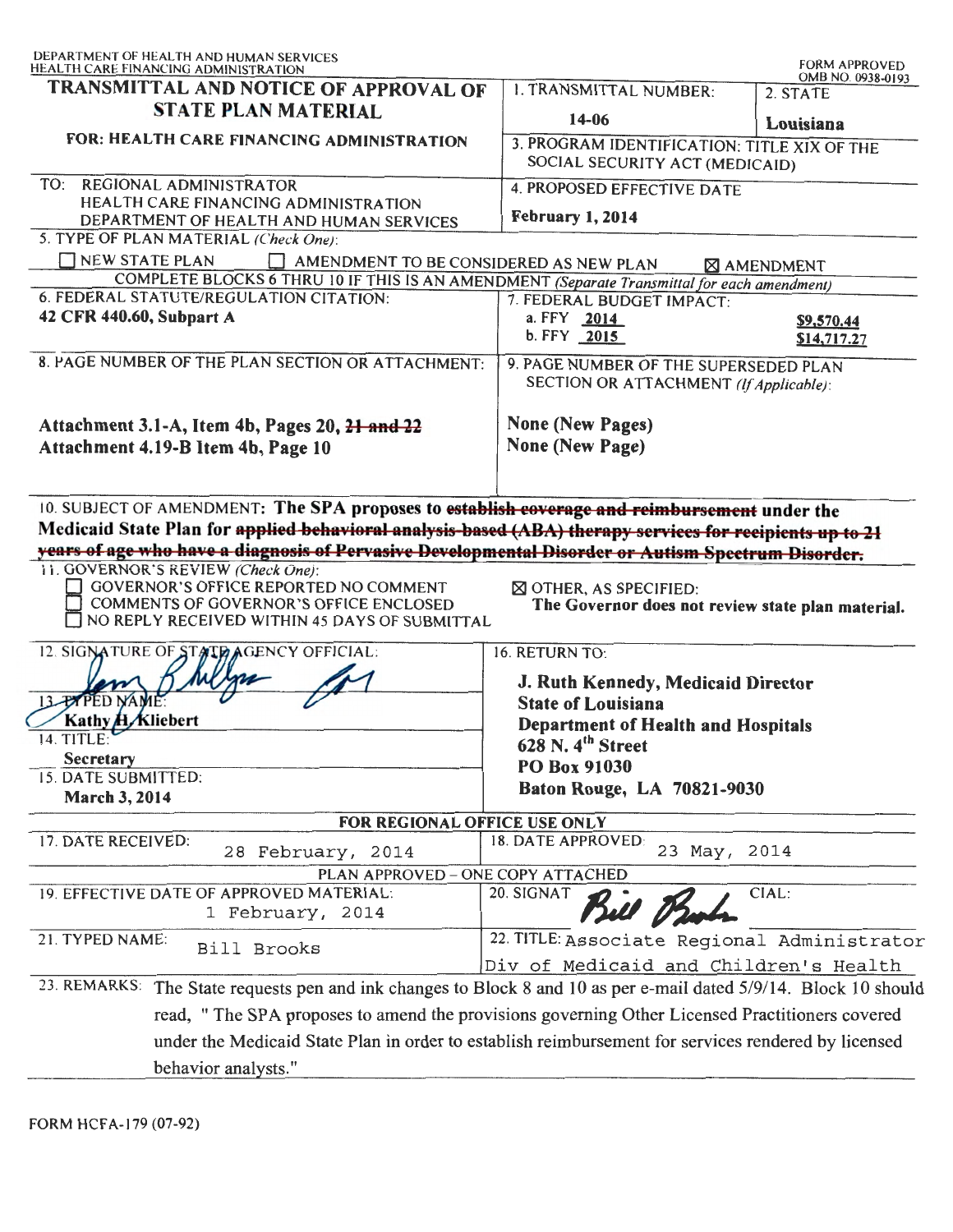DEPARTMENT OF HEALTH AND HUMAN SERVICES
HEALTH CARE FINANCING ADMINISTRATION

FORM APPROVED
OMB NO. 0938-0193

# TRANSMITTAL AND NOTICE OF APPROVAL OF STATE PLAN MATERIAL

**FOR: HEALTH CARE FINANCING ADMINISTRATION**

| | |
|---|---|
| 1. TRANSMITTAL NUMBER: **14-06** | 2. STATE **Louisiana** |
| 3. PROGRAM IDENTIFICATION: TITLE XIX OF THE SOCIAL SECURITY ACT (MEDICAID) | |

TO: REGIONAL ADMINISTRATOR
HEALTH CARE FINANCING ADMINISTRATION
DEPARTMENT OF HEALTH AND HUMAN SERVICES

4. PROPOSED EFFECTIVE DATE
**February 1, 2014**

5. TYPE OF PLAN MATERIAL *(Check One)*:

☐ NEW STATE PLAN ☐ AMENDMENT TO BE CONSIDERED AS NEW PLAN ☒ AMENDMENT

COMPLETE BLOCKS 6 THRU 10 IF THIS IS AN AMENDMENT *(Separate Transmittal for each amendment)*

| | |
|---|---|
| 6. FEDERAL STATUTE/REGULATION CITATION: **42 CFR 440.60, Subpart A** | 7. FEDERAL BUDGET IMPACT: a. FFY **2014** **$9,570.44** b. FFY **2015** **$14,717.27** |
| 8. PAGE NUMBER OF THE PLAN SECTION OR ATTACHMENT: **Attachment 3.1-A, Item 4b, Pages 20, ~~21 and 22~~** **Attachment 4.19-B Item 4b, Page 10** | 9. PAGE NUMBER OF THE SUPERSEDED PLAN SECTION OR ATTACHMENT *(If Applicable)*: **None (New Pages)** **None (New Page)** |

10. SUBJECT OF AMENDMENT: **The SPA proposes to ~~establish coverage and reimbursement~~ under the Medicaid State Plan for ~~applied behavioral analysis-based (ABA) therapy services for recipients up to 21 years of age who have a diagnosis of Pervasive Developmental Disorder or Autism Spectrum Disorder.~~**

11. GOVERNOR'S REVIEW *(Check One)*:

☐ GOVERNOR'S OFFICE REPORTED NO COMMENT
☐ COMMENTS OF GOVERNOR'S OFFICE ENCLOSED
☐ NO REPLY RECEIVED WITHIN 45 DAYS OF SUBMITTAL
☒ OTHER, AS SPECIFIED: **The Governor does not review state plan material.**

| | |
|---|---|
| 12. SIGNATURE OF STATE AGENCY OFFICIAL: [signature] | 16. RETURN TO: **J. Ruth Kennedy, Medicaid Director** **State of Louisiana** **Department of Health and Hospitals** **628 N. 4th Street** **PO Box 91030** **Baton Rouge, LA 70821-9030** |
| 13. TYPED NAME: **Kathy H. Kliebert** | |
| 14. TITLE: **Secretary** | |
| 15. DATE SUBMITTED: **March 3, 2014** | |

**FOR REGIONAL OFFICE USE ONLY**

| | |
|---|---|
| 17. DATE RECEIVED: 28 February, 2014 | 18. DATE APPROVED: 23 May, 2014 |

PLAN APPROVED – ONE COPY ATTACHED

| | |
|---|---|
| 19. EFFECTIVE DATE OF APPROVED MATERIAL: 1 February, 2014 | 20. SIGNATURE OF REGIONAL OFFICIAL: [signature] |
| 21. TYPED NAME: Bill Brooks | 22. TITLE: Associate Regional Administrator Div of Medicaid and Children's Health |

23. REMARKS: The State requests pen and ink changes to Block 8 and 10 as per e-mail dated 5/9/14. Block 10 should read, " The SPA proposes to amend the provisions governing Other Licensed Practitioners covered under the Medicaid State Plan in order to establish reimbursement for services rendered by licensed behavior analysts."

FORM HCFA-179 (07-92)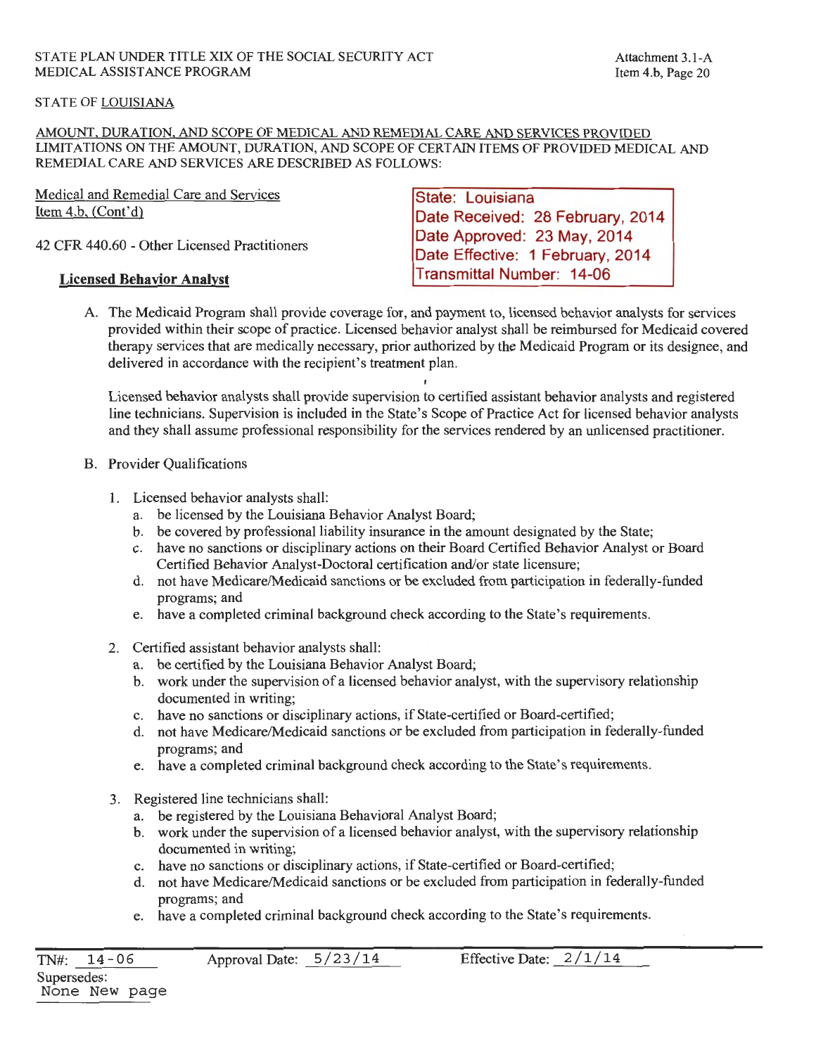STATE PLAN UNDER TITLE XIX OF THE SOCIAL SECURITY ACT
MEDICAL ASSISTANCE PROGRAM

Attachment 3.1-A
Item 4.b, Page 20

STATE OF LOUISIANA

AMOUNT, DURATION, AND SCOPE OF MEDICAL AND REMEDIAL CARE AND SERVICES PROVIDED
LIMITATIONS ON THE AMOUNT, DURATION, AND SCOPE OF CERTAIN ITEMS OF PROVIDED MEDICAL AND REMEDIAL CARE AND SERVICES ARE DESCRIBED AS FOLLOWS:

Medical and Remedial Care and Services
Item 4.b, (Cont'd)

State: Louisiana
Date Received: 28 February, 2014
Date Approved: 23 May, 2014
Date Effective: 1 February, 2014
Transmittal Number: 14-06

42 CFR 440.60 - Other Licensed Practitioners

**Licensed Behavior Analyst**

A. The Medicaid Program shall provide coverage for, and payment to, licensed behavior analysts for services provided within their scope of practice. Licensed behavior analyst shall be reimbursed for Medicaid covered therapy services that are medically necessary, prior authorized by the Medicaid Program or its designee, and delivered in accordance with the recipient's treatment plan.

   Licensed behavior analysts shall provide supervision to certified assistant behavior analysts and registered line technicians. Supervision is included in the State's Scope of Practice Act for licensed behavior analysts and they shall assume professional responsibility for the services rendered by an unlicensed practitioner.

B. Provider Qualifications

   1. Licensed behavior analysts shall:
      a. be licensed by the Louisiana Behavior Analyst Board;
      b. be covered by professional liability insurance in the amount designated by the State;
      c. have no sanctions or disciplinary actions on their Board Certified Behavior Analyst or Board Certified Behavior Analyst-Doctoral certification and/or state licensure;
      d. not have Medicare/Medicaid sanctions or be excluded from participation in federally-funded programs; and
      e. have a completed criminal background check according to the State's requirements.

   2. Certified assistant behavior analysts shall:
      a. be certified by the Louisiana Behavior Analyst Board;
      b. work under the supervision of a licensed behavior analyst, with the supervisory relationship documented in writing;
      c. have no sanctions or disciplinary actions, if State-certified or Board-certified;
      d. not have Medicare/Medicaid sanctions or be excluded from participation in federally-funded programs; and
      e. have a completed criminal background check according to the State's requirements.

   3. Registered line technicians shall:
      a. be registered by the Louisiana Behavioral Analyst Board;
      b. work under the supervision of a licensed behavior analyst, with the supervisory relationship documented in writing;
      c. have no sanctions or disciplinary actions, if State-certified or Board-certified;
      d. not have Medicare/Medicaid sanctions or be excluded from participation in federally-funded programs; and
      e. have a completed criminal background check according to the State's requirements.

TN#: 14-06 Approval Date: 5/23/14 Effective Date: 2/1/14
Supersedes:
None New page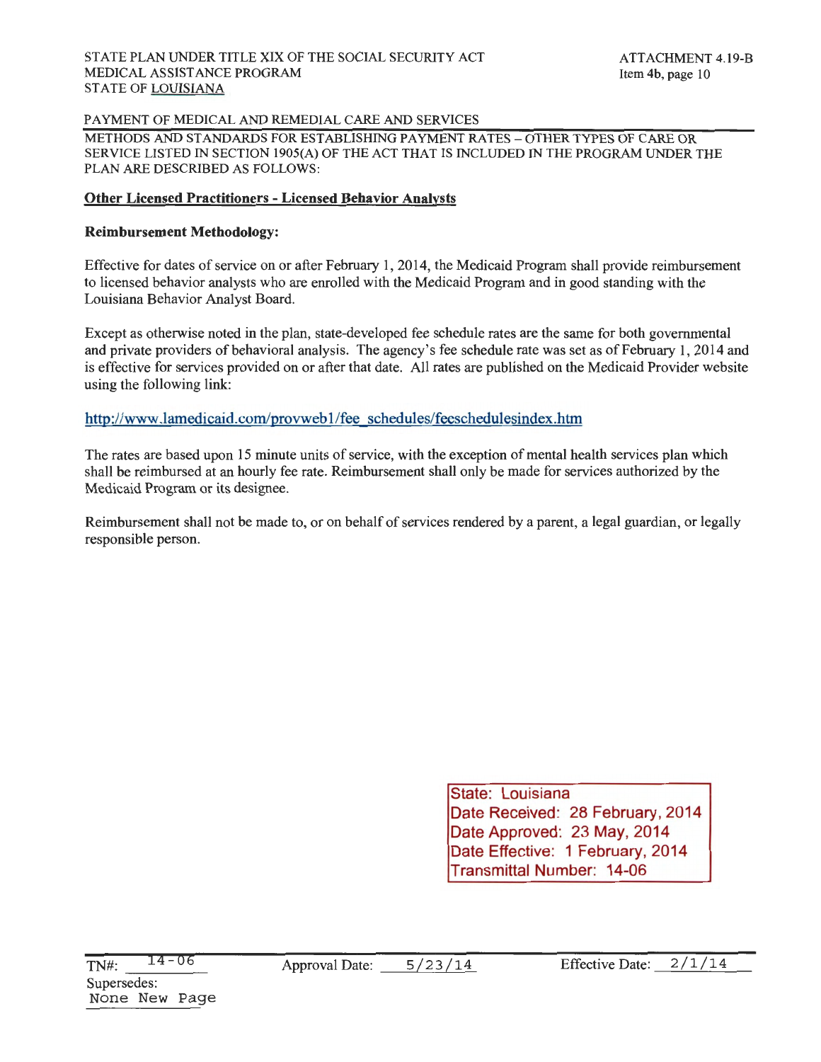STATE PLAN UNDER TITLE XIX OF THE SOCIAL SECURITY ACT
MEDICAL ASSISTANCE PROGRAM
STATE OF LOUISIANA

ATTACHMENT 4.19-B
Item 4b, page 10

PAYMENT OF MEDICAL AND REMEDIAL CARE AND SERVICES

METHODS AND STANDARDS FOR ESTABLISHING PAYMENT RATES – OTHER TYPES OF CARE OR SERVICE LISTED IN SECTION 1905(A) OF THE ACT THAT IS INCLUDED IN THE PROGRAM UNDER THE PLAN ARE DESCRIBED AS FOLLOWS:

**Other Licensed Practitioners - Licensed Behavior Analysts**

**Reimbursement Methodology:**

Effective for dates of service on or after February 1, 2014, the Medicaid Program shall provide reimbursement to licensed behavior analysts who are enrolled with the Medicaid Program and in good standing with the Louisiana Behavior Analyst Board.

Except as otherwise noted in the plan, state-developed fee schedule rates are the same for both governmental and private providers of behavioral analysis. The agency's fee schedule rate was set as of February 1, 2014 and is effective for services provided on or after that date. All rates are published on the Medicaid Provider website using the following link:

http://www.lamedicaid.com/provweb1/fee_schedules/feeschedulesindex.htm

The rates are based upon 15 minute units of service, with the exception of mental health services plan which shall be reimbursed at an hourly fee rate. Reimbursement shall only be made for services authorized by the Medicaid Program or its designee.

Reimbursement shall not be made to, or on behalf of services rendered by a parent, a legal guardian, or legally responsible person.

State: Louisiana
Date Received: 28 February, 2014
Date Approved: 23 May, 2014
Date Effective: 1 February, 2014
Transmittal Number: 14-06

TN#: 14-06 Approval Date: 5/23/14 Effective Date: 2/1/14
Supersedes: None New Page